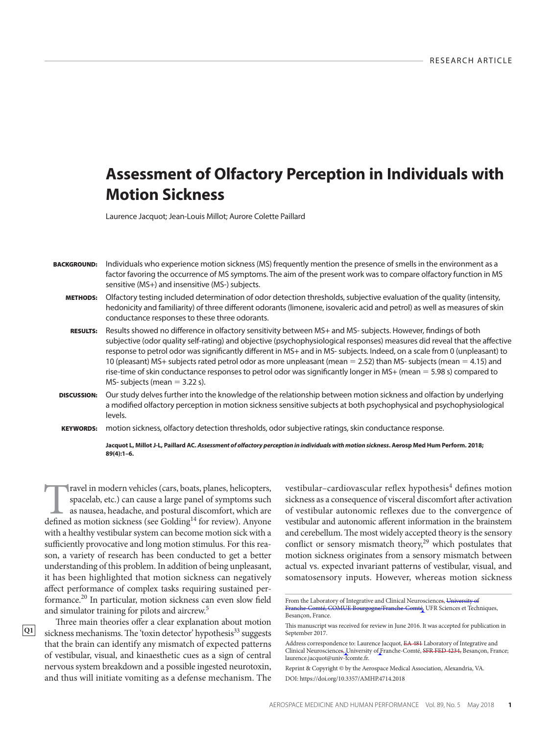# Assessment of Olfactory Perception in Individuals with Motion Sickness

Laurence Jacquot; Jean-Louis Millot; Aurore Colette Paillard

**BACKGROUND:** Individuals who experience motion sickness (MS) frequently mention the presence of smells in the environment as a factor favoring the occurrence of MS symptoms. The aim of the present work was to compare olfactory function in MS sensitive (MS+) and insensitive (MS-) subjects.

**METHODS:** Olfactory testing included determination of odor detection thresholds, subjective evaluation of the quality (intensity, hedonicity and familiarity) of three different odorants (limonene, isovaleric acid and petrol) as well as measures of skin conductance responses to these three odorants.

**RESULTS:** Results showed no difference in olfactory sensitivity between MS+ and MS- subjects. However, findings of both subjective (odor quality self-rating) and objective (psychophysiological responses) measures did reveal that the affective response to petrol odor was significantly different in MS+ and in MS- subjects. Indeed, on a scale from 0 (unpleasant) to 10 (pleasant) MS+ subjects rated petrol odor as more unpleasant (mean = 2.52) than MS- subjects (mean = 4.15) and rise-time of skin conductance responses to petrol odor was significantly longer in MS+ (mean = 5.98 s) compared to MS- subjects (mean = 3.22 s).

**DISCUSSION:** Our study delves further into the knowledge of the relationship between motion sickness and olfaction by underlying a modified olfactory perception in motion sickness sensitive subjects at both psychophysical and psychophysiological levels.

**KEYWORDS:** motion sickness, olfactory detection thresholds, odor subjective ratings, skin conductance response.

**Jacquot L, Millot J-L, Paillard AC.** ***Assessment of olfactory perception in individuals with motion sickness*****. Aerosp Med Hum Perform. 2018; 89(4):1–6.**

Travel in modern vehicles (cars, boats, planes, helicopters, spacelab, etc.) can cause a large panel of symptoms such as nausea, headache, and postural discomfort, which are defined as motion sickness (see Golding[14] for review). Anyone with a healthy vestibular system can become motion sick with a sufficiently provocative and long motion stimulus. For this reason, a variety of research has been conducted to get a better understanding of this problem. In addition of being unpleasant, it has been highlighted that motion sickness can negatively affect performance of complex tasks requiring sustained performance.[20] In particular, motion sickness can even slow field and simulator training for pilots and aircrew.[5]

Three main theories offer a clear explanation about motion sickness mechanisms. The 'toxin detector' hypothesis[33] suggests that the brain can identify any mismatch of expected patterns of vestibular, visual, and kinaesthetic cues as a sign of central nervous system breakdown and a possible ingested neurotoxin, and thus will initiate vomiting as a defense mechanism. The vestibular–cardiovascular reflex hypothesis[4] defines motion sickness as a consequence of visceral discomfort after activation of vestibular autonomic reflexes due to the convergence of vestibular and autonomic afferent information in the brainstem and cerebellum. The most widely accepted theory is the sensory conflict or sensory mismatch theory,[29] which postulates that motion sickness originates from a sensory mismatch between actual vs. expected invariant patterns of vestibular, visual, and somatosensory inputs. However, whereas motion sickness

From the Laboratory of Integrative and Clinical Neurosciences, ~~University of Franche-Comté, COMUE Bourgogne/Franche-Comté,~~ UFR Sciences et Techniques, Besançon, France.

This manuscript was received for review in June 2016. It was accepted for publication in September 2017.

Address correspondence to: Laurence Jacquot, ~~EA 481~~ Laboratory of Integrative and Clinical Neurosciences, University of Franche-Comté, ~~SFR FED 4234,~~ Besançon, France; laurence.jacquot@univ-fcomte.fr.

Reprint & Copyright © by the Aerospace Medical Association, Alexandria, VA.

DOI: https://doi.org/10.3357/AMHP.4714.2018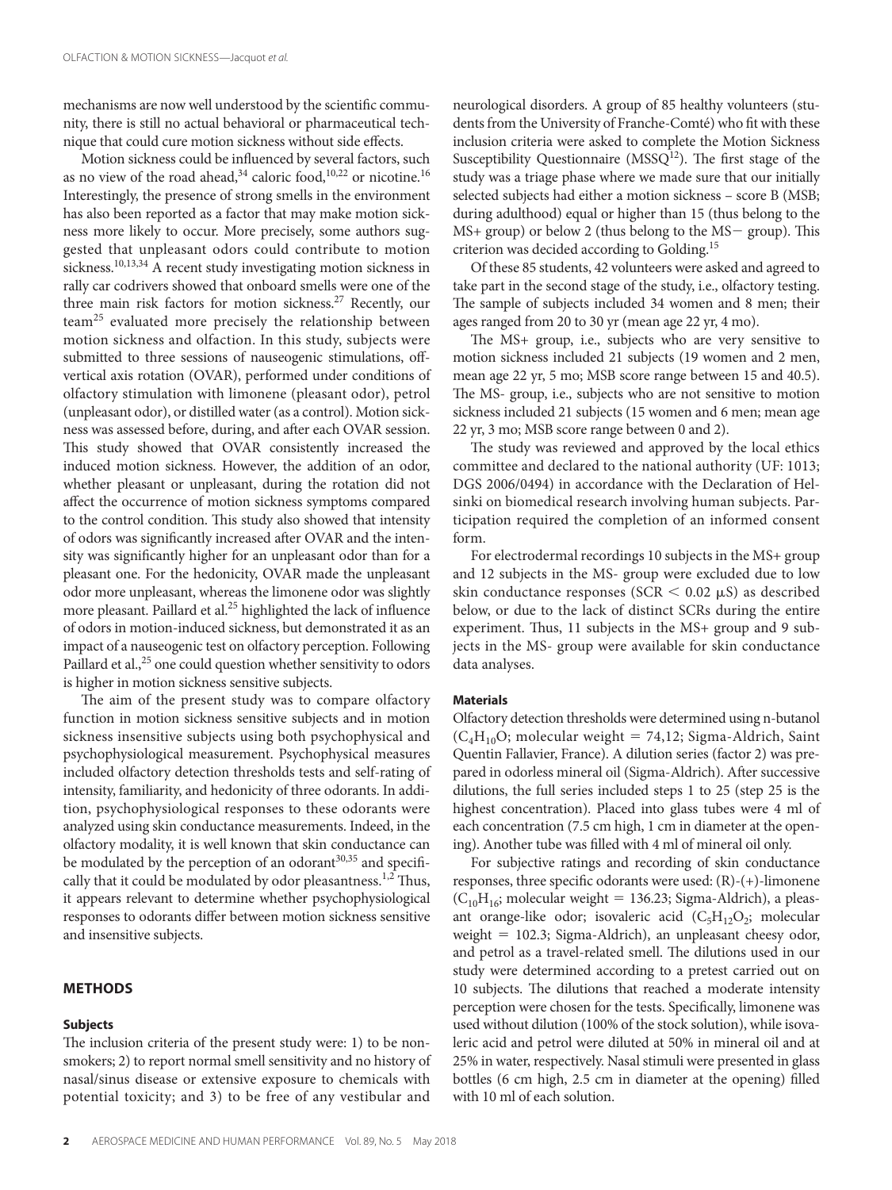mechanisms are now well understood by the scientific community, there is still no actual behavioral or pharmaceutical technique that could cure motion sickness without side effects.

Motion sickness could be influenced by several factors, such as no view of the road ahead,[34] caloric food,[10,22] or nicotine.[16] Interestingly, the presence of strong smells in the environment has also been reported as a factor that may make motion sickness more likely to occur. More precisely, some authors suggested that unpleasant odors could contribute to motion sickness.[10,13,34] A recent study investigating motion sickness in rally car codrivers showed that onboard smells were one of the three main risk factors for motion sickness.[27] Recently, our team[25] evaluated more precisely the relationship between motion sickness and olfaction. In this study, subjects were submitted to three sessions of nauseogenic stimulations, off-vertical axis rotation (OVAR), performed under conditions of olfactory stimulation with limonene (pleasant odor), petrol (unpleasant odor), or distilled water (as a control). Motion sickness was assessed before, during, and after each OVAR session. This study showed that OVAR consistently increased the induced motion sickness. However, the addition of an odor, whether pleasant or unpleasant, during the rotation did not affect the occurrence of motion sickness symptoms compared to the control condition. This study also showed that intensity of odors was significantly increased after OVAR and the intensity was significantly higher for an unpleasant odor than for a pleasant one. For the hedonicity, OVAR made the unpleasant odor more unpleasant, whereas the limonene odor was slightly more pleasant. Paillard et al.[25] highlighted the lack of influence of odors in motion-induced sickness, but demonstrated it as an impact of a nauseogenic test on olfactory perception. Following Paillard et al.,[25] one could question whether sensitivity to odors is higher in motion sickness sensitive subjects.

The aim of the present study was to compare olfactory function in motion sickness sensitive subjects and in motion sickness insensitive subjects using both psychophysical and psychophysiological measurement. Psychophysical measures included olfactory detection thresholds tests and self-rating of intensity, familiarity, and hedonicity of three odorants. In addition, psychophysiological responses to these odorants were analyzed using skin conductance measurements. Indeed, in the olfactory modality, it is well known that skin conductance can be modulated by the perception of an odorant[30,35] and specifically that it could be modulated by odor pleasantness.[1,2] Thus, it appears relevant to determine whether psychophysiological responses to odorants differ between motion sickness sensitive and insensitive subjects.

## METHODS

### Subjects

The inclusion criteria of the present study were: 1) to be nonsmokers; 2) to report normal smell sensitivity and no history of nasal/sinus disease or extensive exposure to chemicals with potential toxicity; and 3) to be free of any vestibular and neurological disorders. A group of 85 healthy volunteers (students from the University of Franche-Comté) who fit with these inclusion criteria were asked to complete the Motion Sickness Susceptibility Questionnaire (MSSQ[12]). The first stage of the study was a triage phase where we made sure that our initially selected subjects had either a motion sickness – score B (MSB; during adulthood) equal or higher than 15 (thus belong to the MS+ group) or below 2 (thus belong to the MS− group). This criterion was decided according to Golding.[15]

Of these 85 students, 42 volunteers were asked and agreed to take part in the second stage of the study, i.e., olfactory testing. The sample of subjects included 34 women and 8 men; their ages ranged from 20 to 30 yr (mean age 22 yr, 4 mo).

The MS+ group, i.e., subjects who are very sensitive to motion sickness included 21 subjects (19 women and 2 men, mean age 22 yr, 5 mo; MSB score range between 15 and 40.5). The MS- group, i.e., subjects who are not sensitive to motion sickness included 21 subjects (15 women and 6 men; mean age 22 yr, 3 mo; MSB score range between 0 and 2).

The study was reviewed and approved by the local ethics committee and declared to the national authority (UF: 1013; DGS 2006/0494) in accordance with the Declaration of Helsinki on biomedical research involving human subjects. Participation required the completion of an informed consent form.

For electrodermal recordings 10 subjects in the MS+ group and 12 subjects in the MS- group were excluded due to low skin conductance responses (SCR $< 0.02$ μS) as described below, or due to the lack of distinct SCRs during the entire experiment. Thus, 11 subjects in the MS+ group and 9 subjects in the MS- group were available for skin conductance data analyses.

### Materials

Olfactory detection thresholds were determined using n-butanol ($C_4H_{10}O$; molecular weight = 74,12; Sigma-Aldrich, Saint Quentin Fallavier, France). A dilution series (factor 2) was prepared in odorless mineral oil (Sigma-Aldrich). After successive dilutions, the full series included steps 1 to 25 (step 25 is the highest concentration). Placed into glass tubes were 4 ml of each concentration (7.5 cm high, 1 cm in diameter at the opening). Another tube was filled with 4 ml of mineral oil only.

For subjective ratings and recording of skin conductance responses, three specific odorants were used: (R)-(+)-limonene ($C_{10}H_{16}$; molecular weight = 136.23; Sigma-Aldrich), a pleasant orange-like odor; isovaleric acid ($C_5H_{12}O_2$; molecular weight = 102.3; Sigma-Aldrich), an unpleasant cheesy odor, and petrol as a travel-related smell. The dilutions used in our study were determined according to a pretest carried out on 10 subjects. The dilutions that reached a moderate intensity perception were chosen for the tests. Specifically, limonene was used without dilution (100% of the stock solution), while isovaleric acid and petrol were diluted at 50% in mineral oil and at 25% in water, respectively. Nasal stimuli were presented in glass bottles (6 cm high, 2.5 cm in diameter at the opening) filled with 10 ml of each solution.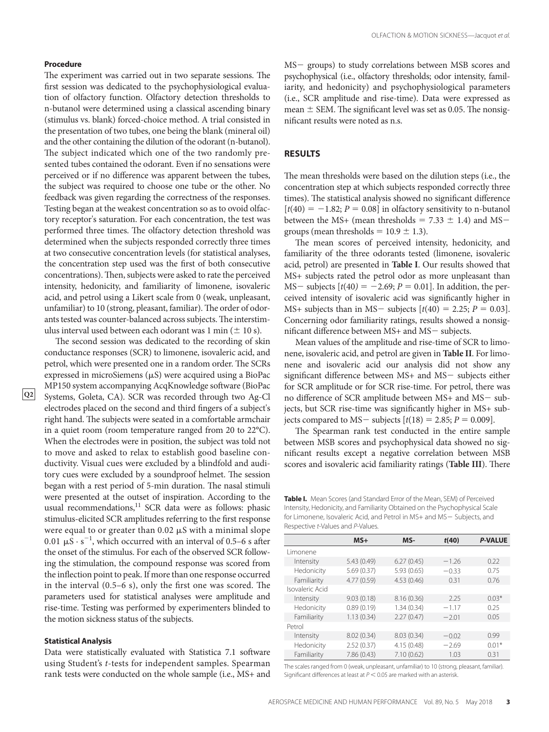### Procedure

The experiment was carried out in two separate sessions. The first session was dedicated to the psychophysiological evaluation of olfactory function. Olfactory detection thresholds to n-butanol were determined using a classical ascending binary (stimulus vs. blank) forced-choice method. A trial consisted in the presentation of two tubes, one being the blank (mineral oil) and the other containing the dilution of the odorant (n-butanol). The subject indicated which one of the two randomly presented tubes contained the odorant. Even if no sensations were perceived or if no difference was apparent between the tubes, the subject was required to choose one tube or the other. No feedback was given regarding the correctness of the responses. Testing began at the weakest concentration so as to ovoid olfactory receptor's saturation. For each concentration, the test was performed three times. The olfactory detection threshold was determined when the subjects responded correctly three times at two consecutive concentration levels (for statistical analyses, the concentration step used was the first of both consecutive concentrations). Then, subjects were asked to rate the perceived intensity, hedonicity, and familiarity of limonene, isovaleric acid, and petrol using a Likert scale from 0 (weak, unpleasant, unfamiliar) to 10 (strong, pleasant, familiar). The order of odorants tested was counter-balanced across subjects. The interstimulus interval used between each odorant was 1 min ($\pm$ 10 s).

The second session was dedicated to the recording of skin conductance responses (SCR) to limonene, isovaleric acid, and petrol, which were presented one in a random order. The SCRs expressed in microSiemens (µS) were acquired using a BioPac MP150 system accompanying AcqKnowledge software (BioPac Systems, Goleta, CA). SCR was recorded through two Ag-Cl electrodes placed on the second and third fingers of a subject's right hand. The subjects were seated in a comfortable armchair in a quiet room (room temperature ranged from 20 to 22°C). When the electrodes were in position, the subject was told not to move and asked to relax to establish good baseline conductivity. Visual cues were excluded by a blindfold and auditory cues were excluded by a soundproof helmet. The session began with a rest period of 5-min duration. The nasal stimuli were presented at the outset of inspiration. According to the usual recommendations,[11] SCR data were as follows: phasic stimulus-elicited SCR amplitudes referring to the first response were equal to or greater than 0.02 µS with a minimal slope 0.01 $\mu S \cdot s^{-1}$, which occurred with an interval of 0.5–6 s after the onset of the stimulus. For each of the observed SCR following the stimulation, the compound response was scored from the inflection point to peak. If more than one response occurred in the interval (0.5–6 s), only the first one was scored. The parameters used for statistical analyses were amplitude and rise-time. Testing was performed by experimenters blinded to the motion sickness status of the subjects.

### Statistical Analysis

Data were statistically evaluated with Statistica 7.1 software using Student's *t*-tests for independent samples. Spearman rank tests were conducted on the whole sample (i.e., MS+ and MS− groups) to study correlations between MSB scores and psychophysical (i.e., olfactory thresholds; odor intensity, familiarity, and hedonicity) and psychophysiological parameters (i.e., SCR amplitude and rise-time). Data were expressed as mean $\pm$ SEM. The significant level was set as 0.05. The nonsignificant results were noted as n.s.

## RESULTS

The mean thresholds were based on the dilution steps (i.e., the concentration step at which subjects responded correctly three times). The statistical analysis showed no significant difference [$t(40) = -1.82$; $P = 0.08$] in olfactory sensitivity to n-butanol between the MS+ (mean thresholds = 7.33 $\pm$ 1.4) and MS− groups (mean thresholds = 10.9 $\pm$ 1.3).

The mean scores of perceived intensity, hedonicity, and familiarity of the three odorants tested (limonene, isovaleric acid, petrol) are presented in **Table I**. Our results showed that MS+ subjects rated the petrol odor as more unpleasant than MS− subjects [$t(40) = -2.69$; $P = 0.01$]. In addition, the perceived intensity of isovaleric acid was significantly higher in MS+ subjects than in MS− subjects [$t(40) = 2.25$; $P = 0.03$]. Concerning odor familiarity ratings, results showed a nonsignificant difference between MS+ and MS− subjects.

Mean values of the amplitude and rise-time of SCR to limonene, isovaleric acid, and petrol are given in **Table II**. For limonene and isovaleric acid our analysis did not show any significant difference between MS+ and MS− subjects either for SCR amplitude or for SCR rise-time. For petrol, there was no difference of SCR amplitude between MS+ and MS− subjects, but SCR rise-time was significantly higher in MS+ subjects compared to MS− subjects [$t(18) = 2.85$; $P = 0.009$].

The Spearman rank test conducted in the entire sample between MSB scores and psychophysical data showed no significant results except a negative correlation between MSB scores and isovaleric acid familiarity ratings (**Table III**). There

**Table I.** Mean Scores (and Standard Error of the Mean, SEM) of Perceived Intensity, Hedonicity, and Familiarity Obtained on the Psychophysical Scale for Limonene, Isovaleric Acid, and Petrol in MS+ and MS− Subjects, and Respective *t*-Values and *P*-Values.

| | MS+ | MS- | *t*(40) | *P*-VALUE |
|---|---|---|---|---|
| Limonene | | | | |
| Intensity | 5.43 (0.49) | 6.27 (0.45) | −1.26 | 0.22 |
| Hedonicity | 5.69 (0.37) | 5.93 (0.65) | −0.33 | 0.75 |
| Familiarity | 4.77 (0.59) | 4.53 (0.46) | 0.31 | 0.76 |
| Isovaleric Acid | | | | |
| Intensity | 9.03 (0.18) | 8.16 (0.36) | 2.25 | 0.03* |
| Hedonicity | 0.89 (0.19) | 1.34 (0.34) | −1.17 | 0.25 |
| Familiarity | 1.13 (0.34) | 2.27 (0.47) | −2.01 | 0.05 |
| Petrol | | | | |
| Intensity | 8.02 (0.34) | 8.03 (0.34) | −0.02 | 0.99 |
| Hedonicity | 2.52 (0.37) | 4.15 (0.48) | −2.69 | 0.01* |
| Familiarity | 7.86 (0.43) | 7.10 (0.62) | 1.03 | 0.31 |

The scales ranged from 0 (weak, unpleasant, unfamiliar) to 10 (strong, pleasant, familiar). Significant differences at least at $P < 0.05$ are marked with an asterisk.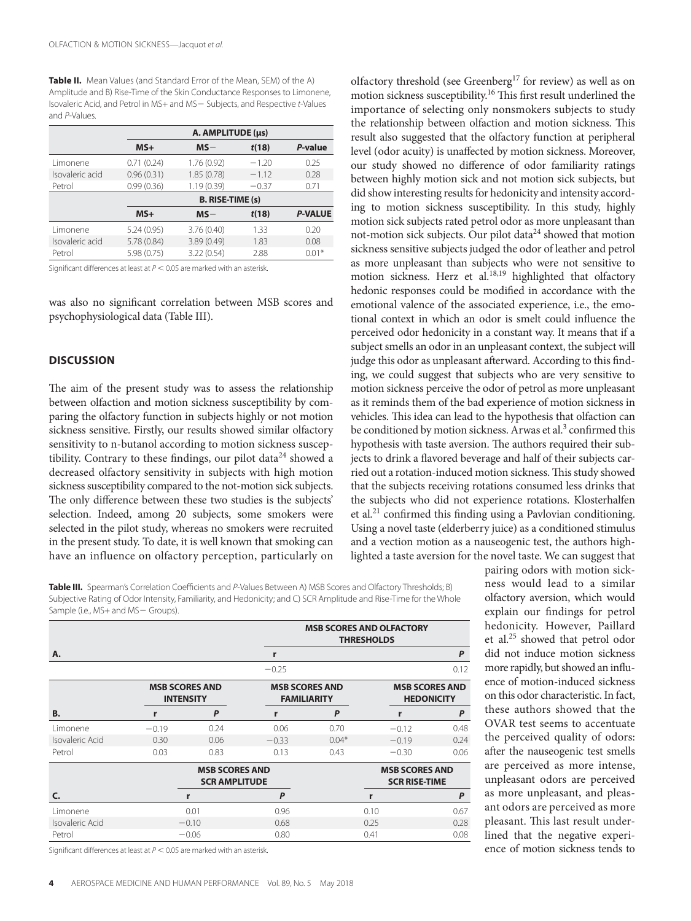**Table II.** Mean Values (and Standard Error of the Mean, SEM) of the A) Amplitude and B) Rise-Time of the Skin Conductance Responses to Limonene, Isovaleric Acid, and Petrol in MS+ and MS− Subjects, and Respective *t*-Values and *P*-Values.

| | A. AMPLITUDE (μs) | | | |
|---|---|---|---|---|
| | MS+ | MS− | *t*(18) | *P*-value |
| Limonene | 0.71 (0.24) | 1.76 (0.92) | −1.20 | 0.25 |
| Isovaleric acid | 0.96 (0.31) | 1.85 (0.78) | −1.12 | 0.28 |
| Petrol | 0.99 (0.36) | 1.19 (0.39) | −0.37 | 0.71 |
| | **B. RISE-TIME (s)** | | | |
| | **MS+** | **MS−** | ***t*(18)** | ***P*-VALUE** |
| Limonene | 5.24 (0.95) | 3.76 (0.40) | 1.33 | 0.20 |
| Isovaleric acid | 5.78 (0.84) | 3.89 (0.49) | 1.83 | 0.08 |
| Petrol | 5.98 (0.75) | 3.22 (0.54) | 2.88 | 0.01* |

Significant differences at least at $P < 0.05$ are marked with an asterisk.

was also no significant correlation between MSB scores and psychophysiological data (Table III).

## DISCUSSION

The aim of the present study was to assess the relationship between olfaction and motion sickness susceptibility by comparing the olfactory function in subjects highly or not motion sickness sensitive. Firstly, our results showed similar olfactory sensitivity to n-butanol according to motion sickness susceptibility. Contrary to these findings, our pilot data[24] showed a decreased olfactory sensitivity in subjects with high motion sickness susceptibility compared to the not-motion sick subjects. The only difference between these two studies is the subjects' selection. Indeed, among 20 subjects, some smokers were selected in the pilot study, whereas no smokers were recruited in the present study. To date, it is well known that smoking can have an influence on olfactory perception, particularly on olfactory threshold (see Greenberg[17] for review) as well as on motion sickness susceptibility.[16] This first result underlined the importance of selecting only nonsmokers subjects to study the relationship between olfaction and motion sickness. This result also suggested that the olfactory function at peripheral level (odor acuity) is unaffected by motion sickness. Moreover, our study showed no difference of odor familiarity ratings between highly motion sick and not motion sick subjects, but did show interesting results for hedonicity and intensity according to motion sickness susceptibility. In this study, highly motion sick subjects rated petrol odor as more unpleasant than not-motion sick subjects. Our pilot data[24] showed that motion sickness sensitive subjects judged the odor of leather and petrol as more unpleasant than subjects who were not sensitive to motion sickness. Herz et al.[18,19] highlighted that olfactory hedonic responses could be modified in accordance with the emotional valence of the associated experience, i.e., the emotional context in which an odor is smelt could influence the perceived odor hedonicity in a constant way. It means that if a subject smells an odor in an unpleasant context, the subject will judge this odor as unpleasant afterward. According to this finding, we could suggest that subjects who are very sensitive to motion sickness perceive the odor of petrol as more unpleasant as it reminds them of the bad experience of motion sickness in vehicles. This idea can lead to the hypothesis that olfaction can be conditioned by motion sickness. Arwas et al.[3] confirmed this hypothesis with taste aversion. The authors required their subjects to drink a flavored beverage and half of their subjects carried out a rotation-induced motion sickness. This study showed that the subjects receiving rotations consumed less drinks that the subjects who did not experience rotations. Klosterhalfen et al.[21] confirmed this finding using a Pavlovian conditioning. Using a novel taste (elderberry juice) as a conditioned stimulus and a vection motion as a nauseogenic test, the authors highlighted a taste aversion for the novel taste. We can suggest that pairing odors with motion sickness would lead to a similar olfactory aversion, which would explain our findings for petrol hedonicity. However, Paillard et al.[25] showed that petrol odor did not induce motion sickness more rapidly, but showed an influence of motion-induced sickness on this odor characteristic. In fact, these authors showed that the OVAR test seems to accentuate the perceived quality of odors: after the nauseogenic test smells are perceived as more intense, unpleasant odors are perceived as more unpleasant, and pleasant odors are perceived as more pleasant. This last result underlined that the negative experience of motion sickness tends to

**Table III.** Spearman's Correlation Coefficients and *P*-Values Between A) MSB Scores and Olfactory Thresholds; B) Subjective Rating of Odor Intensity, Familiarity, and Hedonicity; and C) SCR Amplitude and Rise-Time for the Whole Sample (i.e., MS+ and MS− Groups).

| A. | MSB SCORES AND OLFACTORY THRESHOLDS | |
|---|---|---|
| | r | P |
| | −0.25 | 0.12 |

| B. | MSB SCORES AND INTENSITY | | MSB SCORES AND FAMILIARITY | | MSB SCORES AND HEDONICITY | |
|---|---|---|---|---|---|---|
| | r | P | r | P | r | P |
| Limonene | −0.19 | 0.24 | 0.06 | 0.70 | −0.12 | 0.48 |
| Isovaleric Acid | 0.30 | 0.06 | −0.33 | 0.04* | −0.19 | 0.24 |
| Petrol | 0.03 | 0.83 | 0.13 | 0.43 | −0.30 | 0.06 |

| C. | MSB SCORES AND SCR AMPLITUDE | | MSB SCORES AND SCR RISE-TIME | |
|---|---|---|---|---|
| | r | P | r | P |
| Limonene | 0.01 | 0.96 | 0.10 | 0.67 |
| Isovaleric Acid | −0.10 | 0.68 | 0.25 | 0.28 |
| Petrol | −0.06 | 0.80 | 0.41 | 0.08 |

Significant differences at least at $P < 0.05$ are marked with an asterisk.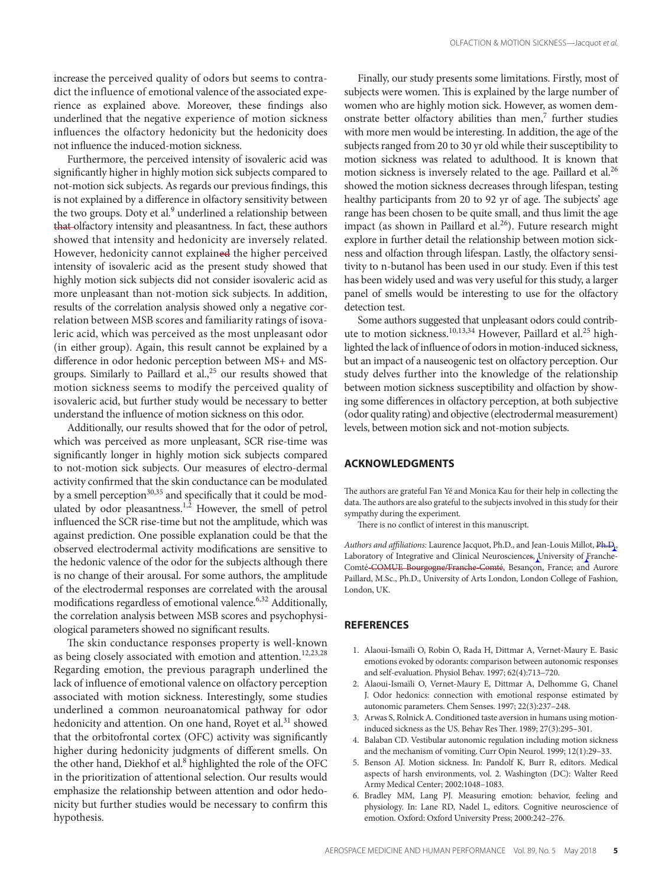increase the perceived quality of odors but seems to contradict the influence of emotional valence of the associated experience as explained above. Moreover, these findings also underlined that the negative experience of motion sickness influences the olfactory hedonicity but the hedonicity does not influence the induced-motion sickness.

Furthermore, the perceived intensity of isovaleric acid was significantly higher in highly motion sick subjects compared to not-motion sick subjects. As regards our previous findings, this is not explained by a difference in olfactory sensitivity between the two groups. Doty et al.[9] underlined a relationship between ~~that~~ olfactory intensity and pleasantness. In fact, these authors showed that intensity and hedonicity are inversely related. However, hedonicity cannot explain~~ed~~ the higher perceived intensity of isovaleric acid as the present study showed that highly motion sick subjects did not consider isovaleric acid as more unpleasant than not-motion sick subjects. In addition, results of the correlation analysis showed only a negative correlation between MSB scores and familiarity ratings of isovaleric acid, which was perceived as the most unpleasant odor (in either group). Again, this result cannot be explained by a difference in odor hedonic perception between MS+ and MS- groups. Similarly to Paillard et al.,[25] our results showed that motion sickness seems to modify the perceived quality of isovaleric acid, but further study would be necessary to better understand the influence of motion sickness on this odor.

Additionally, our results showed that for the odor of petrol, which was perceived as more unpleasant, SCR rise-time was significantly longer in highly motion sick subjects compared to not-motion sick subjects. Our measures of electro-dermal activity confirmed that the skin conductance can be modulated by a smell perception[30,35] and specifically that it could be modulated by odor pleasantness.[1,2] However, the smell of petrol influenced the SCR rise-time but not the amplitude, which was against prediction. One possible explanation could be that the observed electrodermal activity modifications are sensitive to the hedonic valence of the odor for the subjects although there is no change of their arousal. For some authors, the amplitude of the electrodermal responses are correlated with the arousal modifications regardless of emotional valence.[6,32] Additionally, the correlation analysis between MSB scores and psychophysiological parameters showed no significant results.

The skin conductance responses property is well-known as being closely associated with emotion and attention.[12,23,28] Regarding emotion, the previous paragraph underlined the lack of influence of emotional valence on olfactory perception associated with motion sickness. Interestingly, some studies underlined a common neuroanatomical pathway for odor hedonicity and attention. On one hand, Royet et al.[31] showed that the orbitofrontal cortex (OFC) activity was significantly higher during hedonicity judgments of different smells. On the other hand, Diekhof et al.[8] highlighted the role of the OFC in the prioritization of attentional selection. Our results would emphasize the relationship between attention and odor hedonicity but further studies would be necessary to confirm this hypothesis.

Finally, our study presents some limitations. Firstly, most of subjects were women. This is explained by the large number of women who are highly motion sick. However, as women demonstrate better olfactory abilities than men,[7] further studies with more men would be interesting. In addition, the age of the subjects ranged from 20 to 30 yr old while their susceptibility to motion sickness was related to adulthood. It is known that motion sickness is inversely related to the age. Paillard et al.[26] showed the motion sickness decreases through lifespan, testing healthy participants from 20 to 92 yr of age. The subjects' age range has been chosen to be quite small, and thus limit the age impact (as shown in Paillard et al.[26]). Future research might explore in further detail the relationship between motion sickness and olfaction through lifespan. Lastly, the olfactory sensitivity to n-butanol has been used in our study. Even if this test has been widely used and was very useful for this study, a larger panel of smells would be interesting to use for the olfactory detection test.

Some authors suggested that unpleasant odors could contribute to motion sickness.[10,13,34] However, Paillard et al.[25] highlighted the lack of influence of odors in motion-induced sickness, but an impact of a nauseogenic test on olfactory perception. Our study delves further into the knowledge of the relationship between motion sickness susceptibility and olfaction by showing some differences in olfactory perception, at both subjective (odor quality rating) and objective (electrodermal measurement) levels, between motion sick and not-motion subjects.

## ACKNOWLEDGMENTS

The authors are grateful Fan Yé and Monica Kau for their help in collecting the data. The authors are also grateful to the subjects involved in this study for their sympathy during the experiment.

There is no conflict of interest in this manuscript.

*Authors and affiliations:* Laurence Jacquot, Ph.D., and Jean-Louis Millot, ~~Ph.D.~~, Laboratory of Integrative and Clinical Neuroscience~~s~~, University of Franche-Comté ~~COMUE Bourgogne/Franche-Comté~~, Besançon, France; and Aurore Paillard, M.Sc., Ph.D., University of Arts London, London College of Fashion, London, UK.

## REFERENCES

1. Alaoui-Ismaïli O, Robin O, Rada H, Dittmar A, Vernet-Maury E. Basic emotions evoked by odorants: comparison between autonomic responses and self-evaluation. Physiol Behav. 1997; 62(4):713–720.
2. Alaoui-Ismaïli O, Vernet-Maury E, Dittmar A, Delhomme G, Chanel J. Odor hedonics: connection with emotional response estimated by autonomic parameters. Chem Senses. 1997; 22(3):237–248.
3. Arwas S, Rolnick A. Conditioned taste aversion in humans using motion-induced sickness as the US. Behav Res Ther. 1989; 27(3):295–301.
4. Balaban CD. Vestibular autonomic regulation including motion sickness and the mechanism of vomiting. Curr Opin Neurol. 1999; 12(1):29–33.
5. Benson AJ. Motion sickness. In: Pandolf K, Burr R, editors. Medical aspects of harsh environments, vol. 2. Washington (DC): Walter Reed Army Medical Center; 2002:1048–1083.
6. Bradley MM, Lang PJ. Measuring emotion: behavior, feeling and physiology. In: Lane RD, Nadel L, editors. Cognitive neuroscience of emotion. Oxford: Oxford University Press; 2000:242–276.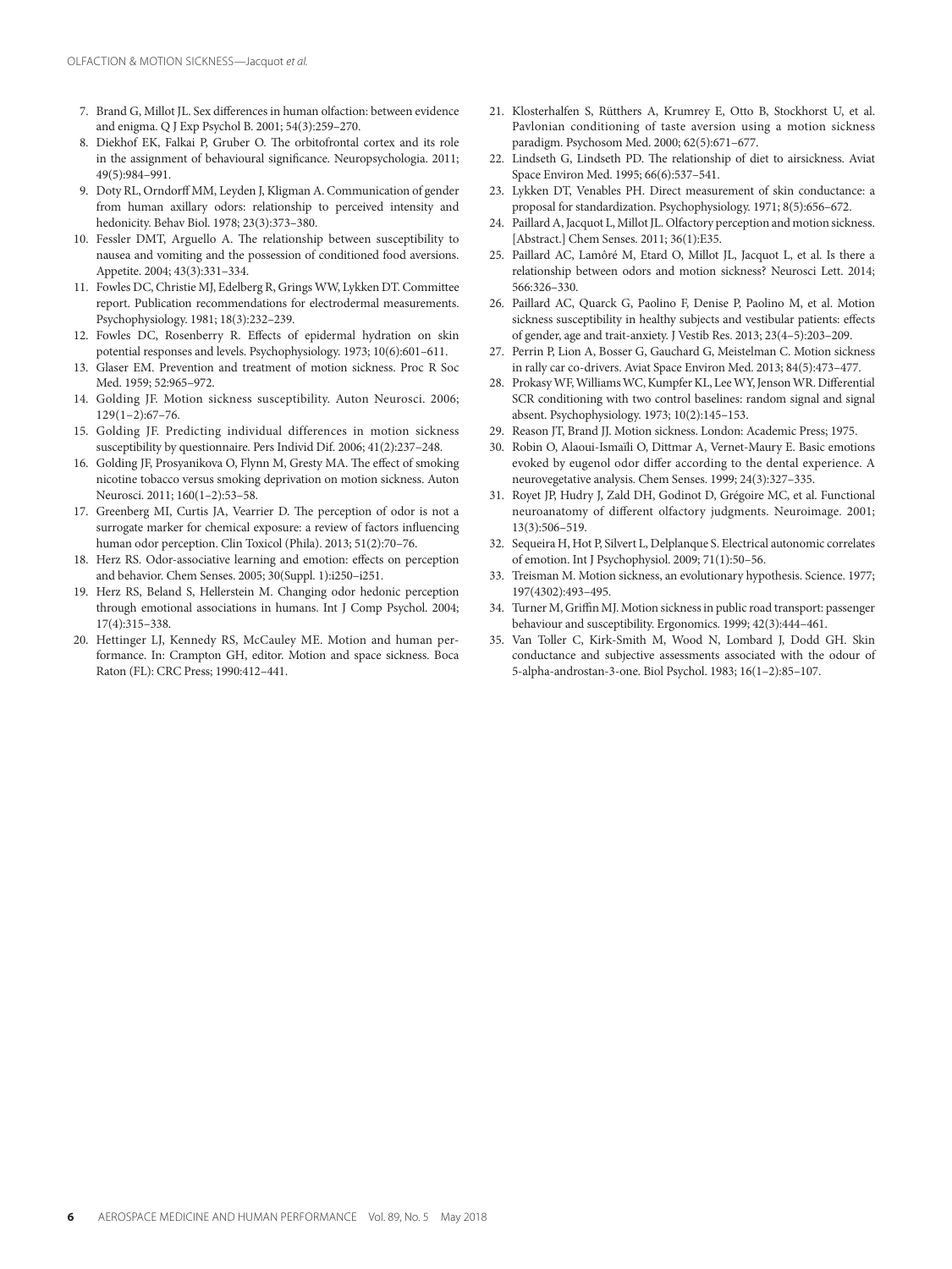7. Brand G, Millot JL. Sex differences in human olfaction: between evidence and enigma. Q J Exp Psychol B. 2001; 54(3):259–270.
8. Diekhof EK, Falkai P, Gruber O. The orbitofrontal cortex and its role in the assignment of behavioural significance. Neuropsychologia. 2011; 49(5):984–991.
9. Doty RL, Orndorff MM, Leyden J, Kligman A. Communication of gender from human axillary odors: relationship to perceived intensity and hedonicity. Behav Biol. 1978; 23(3):373–380.
10. Fessler DMT, Arguello A. The relationship between susceptibility to nausea and vomiting and the possession of conditioned food aversions. Appetite. 2004; 43(3):331–334.
11. Fowles DC, Christie MJ, Edelberg R, Grings WW, Lykken DT. Committee report. Publication recommendations for electrodermal measurements. Psychophysiology. 1981; 18(3):232–239.
12. Fowles DC, Rosenberry R. Effects of epidermal hydration on skin potential responses and levels. Psychophysiology. 1973; 10(6):601–611.
13. Glaser EM. Prevention and treatment of motion sickness. Proc R Soc Med. 1959; 52:965–972.
14. Golding JF. Motion sickness susceptibility. Auton Neurosci. 2006; 129(1–2):67–76.
15. Golding JF. Predicting individual differences in motion sickness susceptibility by questionnaire. Pers Individ Dif. 2006; 41(2):237–248.
16. Golding JF, Prosyanikova O, Flynn M, Gresty MA. The effect of smoking nicotine tobacco versus smoking deprivation on motion sickness. Auton Neurosci. 2011; 160(1–2):53–58.
17. Greenberg MI, Curtis JA, Vearrier D. The perception of odor is not a surrogate marker for chemical exposure: a review of factors influencing human odor perception. Clin Toxicol (Phila). 2013; 51(2):70–76.
18. Herz RS. Odor-associative learning and emotion: effects on perception and behavior. Chem Senses. 2005; 30(Suppl. 1):i250–i251.
19. Herz RS, Beland S, Hellerstein M. Changing odor hedonic perception through emotional associations in humans. Int J Comp Psychol. 2004; 17(4):315–338.
20. Hettinger LJ, Kennedy RS, McCauley ME. Motion and human performance. In: Crampton GH, editor. Motion and space sickness. Boca Raton (FL): CRC Press; 1990:412–441.
21. Klosterhalfen S, Rütthers A, Krumrey E, Otto B, Stockhorst U, et al. Pavlonian conditioning of taste aversion using a motion sickness paradigm. Psychosom Med. 2000; 62(5):671–677.
22. Lindseth G, Lindseth PD. The relationship of diet to airsickness. Aviat Space Environ Med. 1995; 66(6):537–541.
23. Lykken DT, Venables PH. Direct measurement of skin conductance: a proposal for standardization. Psychophysiology. 1971; 8(5):656–672.
24. Paillard A, Jacquot L, Millot JL. Olfactory perception and motion sickness. [Abstract.] Chem Senses. 2011; 36(1):E35.
25. Paillard AC, Lamôré M, Etard O, Millot JL, Jacquot L, et al. Is there a relationship between odors and motion sickness? Neurosci Lett. 2014; 566:326–330.
26. Paillard AC, Quarck G, Paolino F, Denise P, Paolino M, et al. Motion sickness susceptibility in healthy subjects and vestibular patients: effects of gender, age and trait-anxiety. J Vestib Res. 2013; 23(4–5):203–209.
27. Perrin P, Lion A, Bosser G, Gauchard G, Meistelman C. Motion sickness in rally car co-drivers. Aviat Space Environ Med. 2013; 84(5):473–477.
28. Prokasy WF, Williams WC, Kumpfer KL, Lee WY, Jenson WR. Differential SCR conditioning with two control baselines: random signal and signal absent. Psychophysiology. 1973; 10(2):145–153.
29. Reason JT, Brand JJ. Motion sickness. London: Academic Press; 1975.
30. Robin O, Alaoui-Ismaïli O, Dittmar A, Vernet-Maury E. Basic emotions evoked by eugenol odor differ according to the dental experience. A neurovegetative analysis. Chem Senses. 1999; 24(3):327–335.
31. Royet JP, Hudry J, Zald DH, Godinot D, Grégoire MC, et al. Functional neuroanatomy of different olfactory judgments. Neuroimage. 2001; 13(3):506–519.
32. Sequeira H, Hot P, Silvert L, Delplanque S. Electrical autonomic correlates of emotion. Int J Psychophysiol. 2009; 71(1):50–56.
33. Treisman M. Motion sickness, an evolutionary hypothesis. Science. 1977; 197(4302):493–495.
34. Turner M, Griffin MJ. Motion sickness in public road transport: passenger behaviour and susceptibility. Ergonomics. 1999; 42(3):444–461.
35. Van Toller C, Kirk-Smith M, Wood N, Lombard J, Dodd GH. Skin conductance and subjective assessments associated with the odour of 5-alpha-androstan-3-one. Biol Psychol. 1983; 16(1–2):85–107.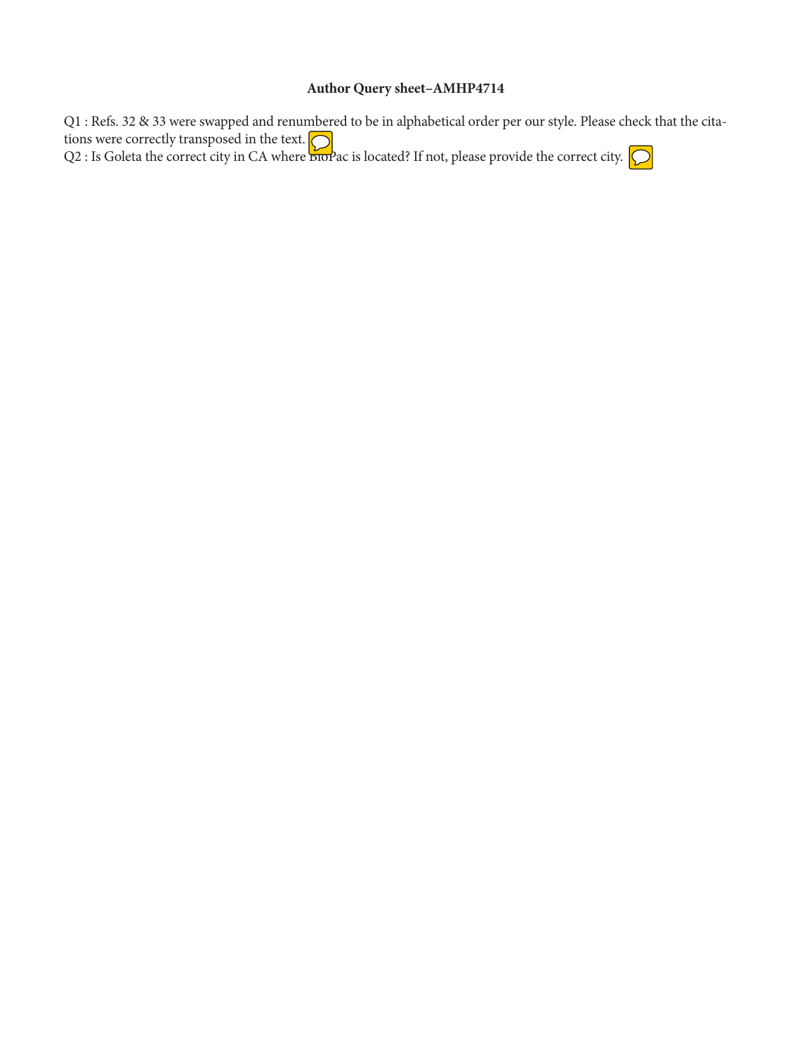**Author Query sheet–AMHP4714**

Q1 : Refs. 32 & 33 were swapped and renumbered to be in alphabetical order per our style. Please check that the citations were correctly transposed in the text.

Q2 : Is Goleta the correct city in CA where BioPac is located? If not, please provide the correct city.